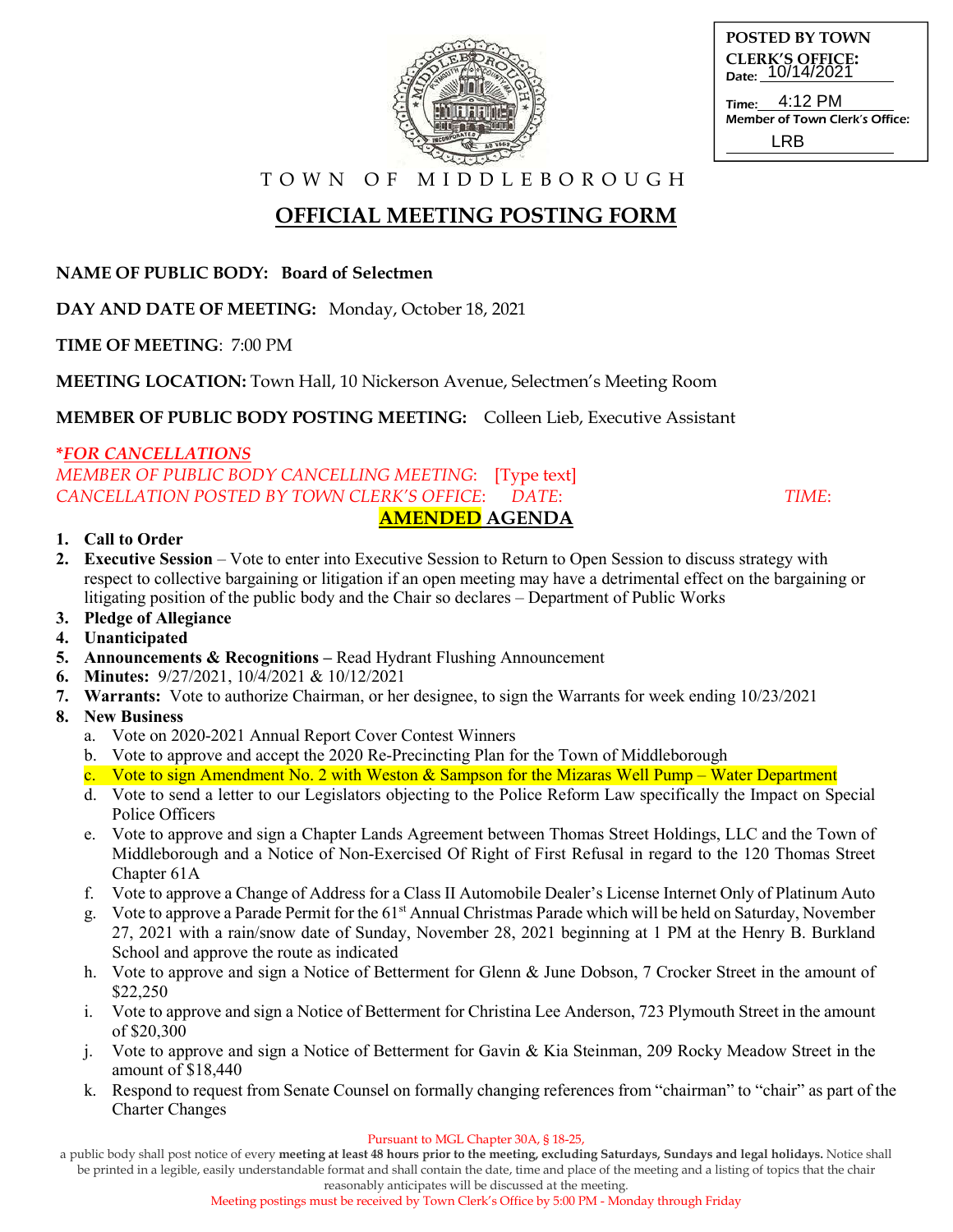**POSTED BY TOWN CLERK'S OFFICE:**
Date: 10/14/2021
Time: 4:12 PM
Member of Town Clerk's Office: LRB

TOWN OF MIDDLEBOROUGH

# OFFICIAL MEETING POSTING FORM

**NAME OF PUBLIC BODY:** **Board of Selectmen**

**DAY AND DATE OF MEETING:** Monday, October 18, 2021

**TIME OF MEETING**: 7:00 PM

**MEETING LOCATION:** Town Hall, 10 Nickerson Avenue, Selectmen's Meeting Room

**MEMBER OF PUBLIC BODY POSTING MEETING:** Colleen Lieb, Executive Assistant

*\*FOR CANCELLATIONS*
*MEMBER OF PUBLIC BODY CANCELLING MEETING:* [Type text]
*CANCELLATION POSTED BY TOWN CLERK'S OFFICE: DATE: TIME:*

## AMENDED AGENDA

1. **Call to Order**
2. **Executive Session** – Vote to enter into Executive Session to Return to Open Session to discuss strategy with respect to collective bargaining or litigation if an open meeting may have a detrimental effect on the bargaining or litigating position of the public body and the Chair so declares – Department of Public Works
3. **Pledge of Allegiance**
4. **Unanticipated**
5. **Announcements & Recognitions –** Read Hydrant Flushing Announcement
6. **Minutes:** 9/27/2021, 10/4/2021 & 10/12/2021
7. **Warrants:** Vote to authorize Chairman, or her designee, to sign the Warrants for week ending 10/23/2021
8. **New Business**
   a. Vote on 2020-2021 Annual Report Cover Contest Winners
   b. Vote to approve and accept the 2020 Re-Precincting Plan for the Town of Middleborough
   c. Vote to sign Amendment No. 2 with Weston & Sampson for the Mizaras Well Pump – Water Department
   d. Vote to send a letter to our Legislators objecting to the Police Reform Law specifically the Impact on Special Police Officers
   e. Vote to approve and sign a Chapter Lands Agreement between Thomas Street Holdings, LLC and the Town of Middleborough and a Notice of Non-Exercised Of Right of First Refusal in regard to the 120 Thomas Street Chapter 61A
   f. Vote to approve a Change of Address for a Class II Automobile Dealer's License Internet Only of Platinum Auto
   g. Vote to approve a Parade Permit for the 61st Annual Christmas Parade which will be held on Saturday, November 27, 2021 with a rain/snow date of Sunday, November 28, 2021 beginning at 1 PM at the Henry B. Burkland School and approve the route as indicated
   h. Vote to approve and sign a Notice of Betterment for Glenn & June Dobson, 7 Crocker Street in the amount of $22,250
   i. Vote to approve and sign a Notice of Betterment for Christina Lee Anderson, 723 Plymouth Street in the amount of $20,300
   j. Vote to approve and sign a Notice of Betterment for Gavin & Kia Steinman, 209 Rocky Meadow Street in the amount of $18,440
   k. Respond to request from Senate Counsel on formally changing references from "chairman" to "chair" as part of the Charter Changes

Pursuant to MGL Chapter 30A, § 18-25,
a public body shall post notice of every **meeting at least 48 hours prior to the meeting, excluding Saturdays, Sundays and legal holidays.** Notice shall be printed in a legible, easily understandable format and shall contain the date, time and place of the meeting and a listing of topics that the chair reasonably anticipates will be discussed at the meeting.
Meeting postings must be received by Town Clerk's Office by 5:00 PM - Monday through Friday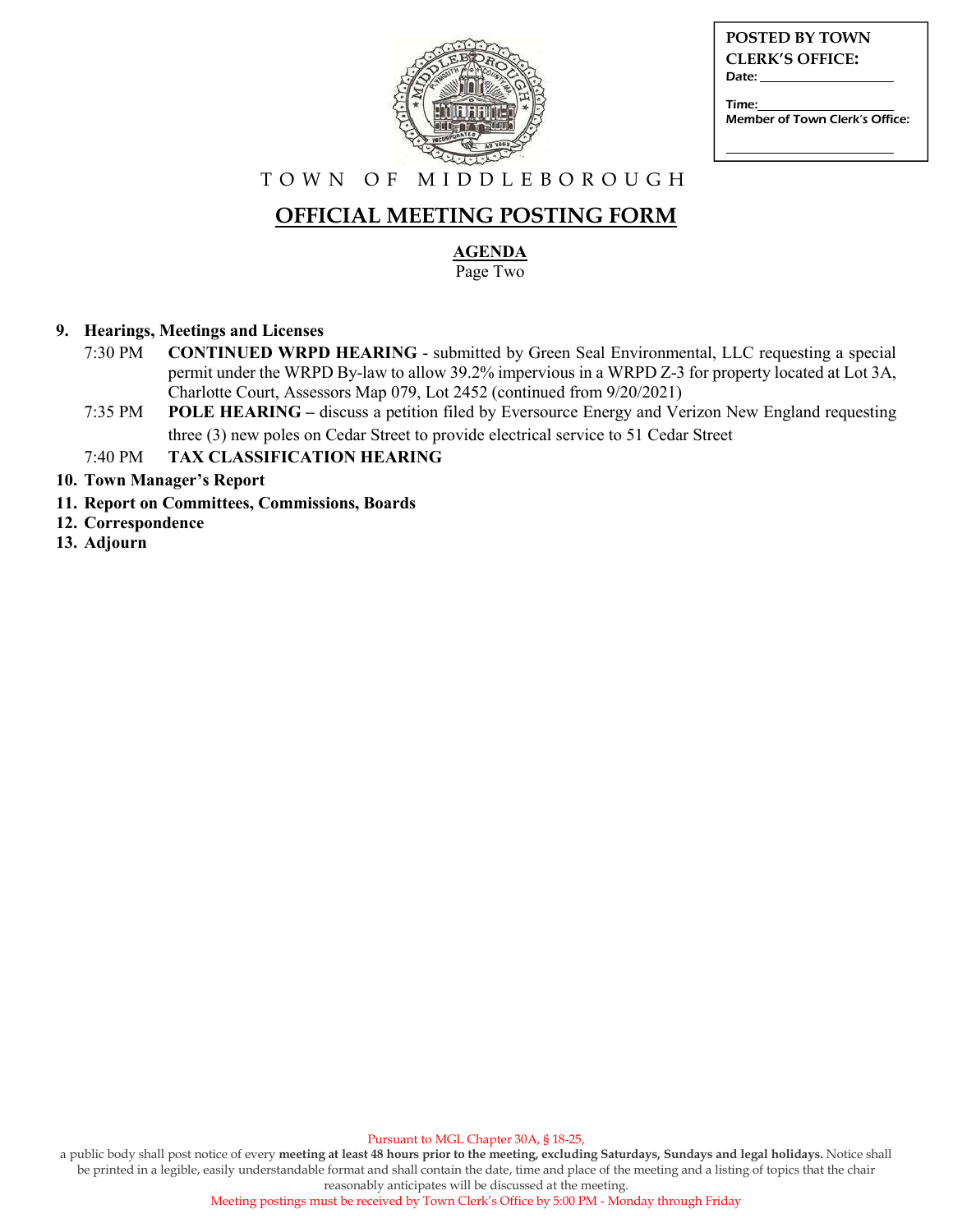POSTED BY TOWN CLERK'S OFFICE:
Date: ____________________

Time: ____________________
Member of Town Clerk's Office:

____________________

TOWN OF MIDDLEBOROUGH

# OFFICIAL MEETING POSTING FORM

## AGENDA

Page Two

**9. Hearings, Meetings and Licenses**

7:30 PM **CONTINUED WRPD HEARING** - submitted by Green Seal Environmental, LLC requesting a special permit under the WRPD By-law to allow 39.2% impervious in a WRPD Z-3 for property located at Lot 3A, Charlotte Court, Assessors Map 079, Lot 2452 (continued from 9/20/2021)

7:35 PM **POLE HEARING –** discuss a petition filed by Eversource Energy and Verizon New England requesting three (3) new poles on Cedar Street to provide electrical service to 51 Cedar Street

7:40 PM **TAX CLASSIFICATION HEARING**

**10. Town Manager's Report**

**11. Report on Committees, Commissions, Boards**

**12. Correspondence**

**13. Adjourn**

Pursuant to MGL Chapter 30A, § 18-25,
a public body shall post notice of every **meeting at least 48 hours prior to the meeting, excluding Saturdays, Sundays and legal holidays.** Notice shall be printed in a legible, easily understandable format and shall contain the date, time and place of the meeting and a listing of topics that the chair reasonably anticipates will be discussed at the meeting.
Meeting postings must be received by Town Clerk's Office by 5:00 PM - Monday through Friday